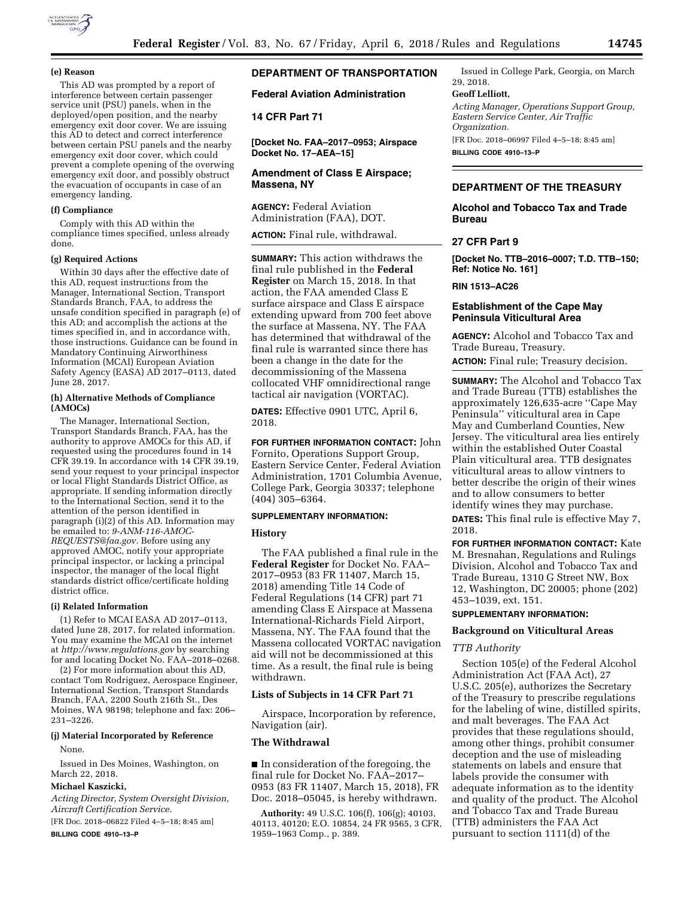#### (e) Reason

This AD was prompted by a report of interference between certain passenger service unit (PSU) panels, when in the deployed/open position, and the nearby emergency exit door cover. We are issuing this AD to detect and correct interference between certain PSU panels and the nearby emergency exit door cover, which could prevent a complete opening of the overwing emergency exit door, and possibly obstruct the evacuation of occupants in case of an emergency landing.

#### (f) Compliance

Comply with this AD within the compliance times specified, unless already done.

#### (g) Required Actions

Within 30 days after the effective date of this AD, request instructions from the Manager, International Section, Transport Standards Branch, FAA, to address the unsafe condition specified in paragraph (e) of this AD; and accomplish the actions at the times specified in, and in accordance with, those instructions. Guidance can be found in Mandatory Continuing Airworthiness Information (MCAI) European Aviation Safety Agency (EASA) AD 2017–0113, dated June 28, 2017.

#### (h) Alternative Methods of Compliance (AMOCs)

The Manager, International Section, Transport Standards Branch, FAA, has the authority to approve AMOCs for this AD, if requested using the procedures found in 14 CFR 39.19. In accordance with 14 CFR 39.19, send your request to your principal inspector or local Flight Standards District Office, as appropriate. If sending information directly to the International Section, send it to the attention of the person identified in paragraph (i)(2) of this AD. Information may be emailed to: *9-ANM-116-AMOC-REQUESTS@faa.gov*. Before using any approved AMOC, notify your appropriate principal inspector, or lacking a principal inspector, the manager of the local flight standards district office/certificate holding district office.

#### (i) Related Information

(1) Refer to MCAI EASA AD 2017–0113, dated June 28, 2017, for related information. You may examine the MCAI on the internet at *http://www.regulations.gov* by searching for and locating Docket No. FAA–2018–0268.

(2) For more information about this AD, contact Tom Rodriguez, Aerospace Engineer, International Section, Transport Standards Branch, FAA, 2200 South 216th St., Des Moines, WA 98198; telephone and fax: 206–231–3226.

#### (j) Material Incorporated by Reference

None.

Issued in Des Moines, Washington, on March 22, 2018.

**Michael Kaszicki,**

*Acting Director, System Oversight Division, Aircraft Certification Service.*

[FR Doc. 2018–06822 Filed 4–5–18; 8:45 am]

**BILLING CODE 4910–13–P**

## DEPARTMENT OF TRANSPORTATION

### Federal Aviation Administration

### 14 CFR Part 71

**[Docket No. FAA–2017–0953; Airspace Docket No. 17–AEA–15]**

### Amendment of Class E Airspace; Massena, NY

**AGENCY:** Federal Aviation Administration (FAA), DOT.

**ACTION:** Final rule, withdrawal.

**SUMMARY:** This action withdraws the final rule published in the **Federal Register** on March 15, 2018. In that action, the FAA amended Class E surface airspace and Class E airspace extending upward from 700 feet above the surface at Massena, NY. The FAA has determined that withdrawal of the final rule is warranted since there has been a change in the date for the decommissioning of the Massena collocated VHF omnidirectional range tactical air navigation (VORTAC).

**DATES:** Effective 0901 UTC, April 6, 2018.

**FOR FURTHER INFORMATION CONTACT:** John Fornito, Operations Support Group, Eastern Service Center, Federal Aviation Administration, 1701 Columbia Avenue, College Park, Georgia 30337; telephone (404) 305–6364.

**SUPPLEMENTARY INFORMATION:**

#### History

The FAA published a final rule in the **Federal Register** for Docket No. FAA–2017–0953 (83 FR 11407, March 15, 2018) amending Title 14 Code of Federal Regulations (14 CFR) part 71 amending Class E Airspace at Massena International-Richards Field Airport, Massena, NY. The FAA found that the Massena collocated VORTAC navigation aid will not be decommissioned at this time. As a result, the final rule is being withdrawn.

#### Lists of Subjects in 14 CFR Part 71

Airspace, Incorporation by reference, Navigation (air).

#### The Withdrawal

■ In consideration of the foregoing, the final rule for Docket No. FAA–2017–0953 (83 FR 11407, March 15, 2018), FR Doc. 2018–05045, is hereby withdrawn.

**Authority:** 49 U.S.C. 106(f), 106(g); 40103, 40113, 40120; E.O. 10854, 24 FR 9565, 3 CFR, 1959–1963 Comp., p. 389.

Issued in College Park, Georgia, on March 29, 2018.

**Geoff Lelliott,**

*Acting Manager, Operations Support Group, Eastern Service Center, Air Traffic Organization.*

[FR Doc. 2018–06997 Filed 4–5–18; 8:45 am]

**BILLING CODE 4910–13–P**

## DEPARTMENT OF THE TREASURY

### Alcohol and Tobacco Tax and Trade Bureau

### 27 CFR Part 9

**[Docket No. TTB–2016–0007; T.D. TTB–150; Ref: Notice No. 161]**

**RIN 1513–AC26**

### Establishment of the Cape May Peninsula Viticultural Area

**AGENCY:** Alcohol and Tobacco Tax and Trade Bureau, Treasury.

**ACTION:** Final rule; Treasury decision.

**SUMMARY:** The Alcohol and Tobacco Tax and Trade Bureau (TTB) establishes the approximately 126,635-acre "Cape May Peninsula" viticultural area in Cape May and Cumberland Counties, New Jersey. The viticultural area lies entirely within the established Outer Coastal Plain viticultural area. TTB designates viticultural areas to allow vintners to better describe the origin of their wines and to allow consumers to better identify wines they may purchase.

**DATES:** This final rule is effective May 7, 2018.

**FOR FURTHER INFORMATION CONTACT:** Kate M. Bresnahan, Regulations and Rulings Division, Alcohol and Tobacco Tax and Trade Bureau, 1310 G Street NW, Box 12, Washington, DC 20005; phone (202) 453–1039, ext. 151.

**SUPPLEMENTARY INFORMATION:**

#### Background on Viticultural Areas

*TTB Authority*

Section 105(e) of the Federal Alcohol Administration Act (FAA Act), 27 U.S.C. 205(e), authorizes the Secretary of the Treasury to prescribe regulations for the labeling of wine, distilled spirits, and malt beverages. The FAA Act provides that these regulations should, among other things, prohibit consumer deception and the use of misleading statements on labels and ensure that labels provide the consumer with adequate information as to the identity and quality of the product. The Alcohol and Tobacco Tax and Trade Bureau (TTB) administers the FAA Act pursuant to section 1111(d) of the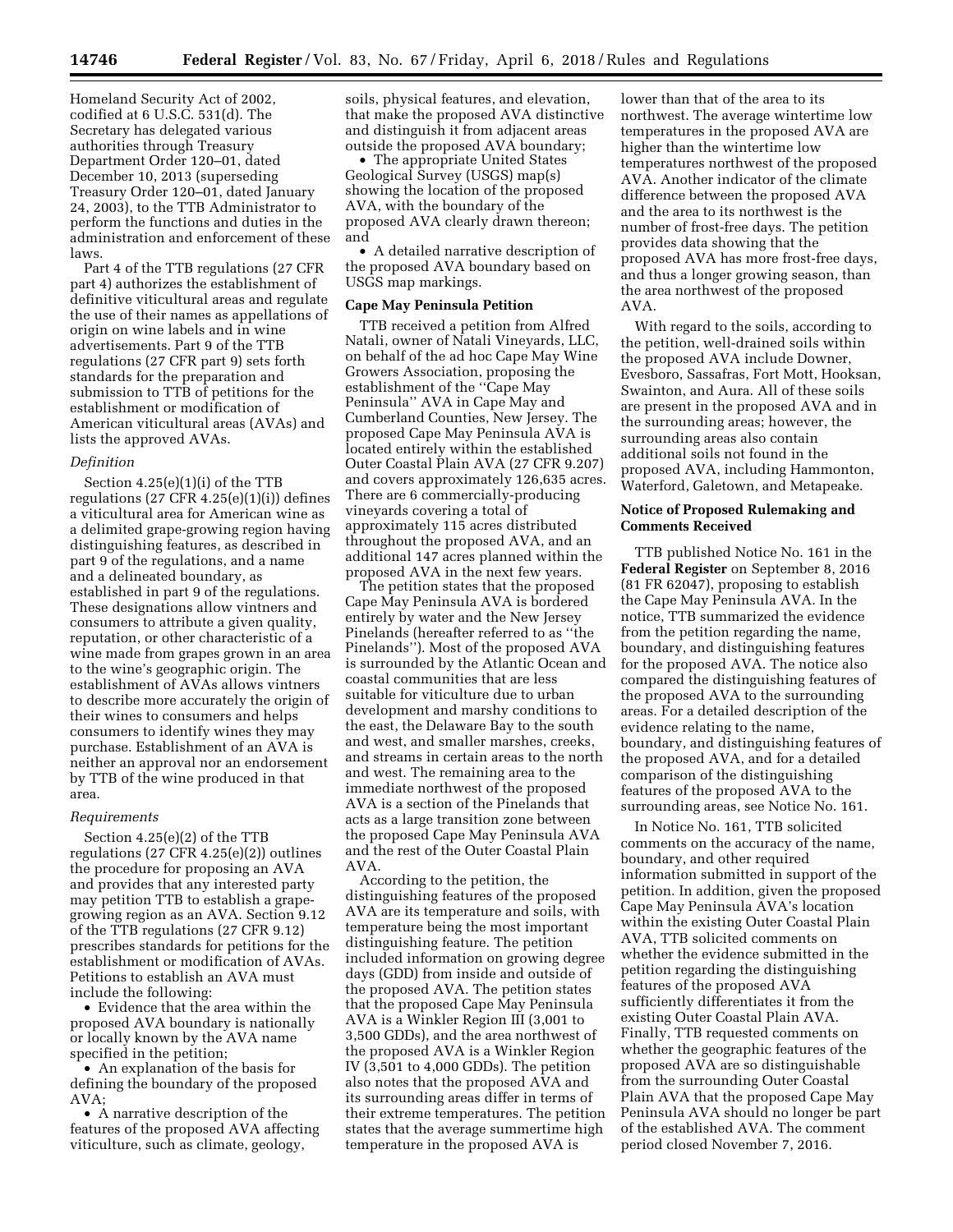Homeland Security Act of 2002, codified at 6 U.S.C. 531(d). The Secretary has delegated various authorities through Treasury Department Order 120–01, dated December 10, 2013 (superseding Treasury Order 120–01, dated January 24, 2003), to the TTB Administrator to perform the functions and duties in the administration and enforcement of these laws.

Part 4 of the TTB regulations (27 CFR part 4) authorizes the establishment of definitive viticultural areas and regulate the use of their names as appellations of origin on wine labels and in wine advertisements. Part 9 of the TTB regulations (27 CFR part 9) sets forth standards for the preparation and submission to TTB of petitions for the establishment or modification of American viticultural areas (AVAs) and lists the approved AVAs.

*Definition*

Section 4.25(e)(1)(i) of the TTB regulations (27 CFR 4.25(e)(1)(i)) defines a viticultural area for American wine as a delimited grape-growing region having distinguishing features, as described in part 9 of the regulations, and a name and a delineated boundary, as established in part 9 of the regulations. These designations allow vintners and consumers to attribute a given quality, reputation, or other characteristic of a wine made from grapes grown in an area to the wine's geographic origin. The establishment of AVAs allows vintners to describe more accurately the origin of their wines to consumers and helps consumers to identify wines they may purchase. Establishment of an AVA is neither an approval nor an endorsement by TTB of the wine produced in that area.

*Requirements*

Section 4.25(e)(2) of the TTB regulations (27 CFR 4.25(e)(2)) outlines the procedure for proposing an AVA and provides that any interested party may petition TTB to establish a grape-growing region as an AVA. Section 9.12 of the TTB regulations (27 CFR 9.12) prescribes standards for petitions for the establishment or modification of AVAs. Petitions to establish an AVA must include the following:

- Evidence that the area within the proposed AVA boundary is nationally or locally known by the AVA name specified in the petition;
- An explanation of the basis for defining the boundary of the proposed AVA;
- A narrative description of the features of the proposed AVA affecting viticulture, such as climate, geology, soils, physical features, and elevation, that make the proposed AVA distinctive and distinguish it from adjacent areas outside the proposed AVA boundary;
- The appropriate United States Geological Survey (USGS) map(s) showing the location of the proposed AVA, with the boundary of the proposed AVA clearly drawn thereon; and
- A detailed narrative description of the proposed AVA boundary based on USGS map markings.

**Cape May Peninsula Petition**

TTB received a petition from Alfred Natali, owner of Natali Vineyards, LLC, on behalf of the ad hoc Cape May Wine Growers Association, proposing the establishment of the "Cape May Peninsula" AVA in Cape May and Cumberland Counties, New Jersey. The proposed Cape May Peninsula AVA is located entirely within the established Outer Coastal Plain AVA (27 CFR 9.207) and covers approximately 126,635 acres. There are 6 commercially-producing vineyards covering a total of approximately 115 acres distributed throughout the proposed AVA, and an additional 147 acres planned within the proposed AVA in the next few years.

The petition states that the proposed Cape May Peninsula AVA is bordered entirely by water and the New Jersey Pinelands (hereafter referred to as "the Pinelands"). Most of the proposed AVA is surrounded by the Atlantic Ocean and coastal communities that are less suitable for viticulture due to urban development and marshy conditions to the east, the Delaware Bay to the south and west, and smaller marshes, creeks, and streams in certain areas to the north and west. The remaining area to the immediate northwest of the proposed AVA is a section of the Pinelands that acts as a large transition zone between the proposed Cape May Peninsula AVA and the rest of the Outer Coastal Plain AVA.

According to the petition, the distinguishing features of the proposed AVA are its temperature and soils, with temperature being the most important distinguishing feature. The petition included information on growing degree days (GDD) from inside and outside of the proposed AVA. The petition states that the proposed Cape May Peninsula AVA is a Winkler Region III (3,001 to 3,500 GDDs), and the area northwest of the proposed AVA is a Winkler Region IV (3,501 to 4,000 GDDs). The petition also notes that the proposed AVA and its surrounding areas differ in terms of their extreme temperatures. The petition states that the average summertime high temperature in the proposed AVA is lower than that of the area to its northwest. The average wintertime low temperatures in the proposed AVA are higher than the wintertime low temperatures northwest of the proposed AVA. Another indicator of the climate difference between the proposed AVA and the area to its northwest is the number of frost-free days. The petition provides data showing that the proposed AVA has more frost-free days, and thus a longer growing season, than the area northwest of the proposed AVA.

With regard to the soils, according to the petition, well-drained soils within the proposed AVA include Downer, Evesboro, Sassafras, Fort Mott, Hooksan, Swainton, and Aura. All of these soils are present in the proposed AVA and in the surrounding areas; however, the surrounding areas also contain additional soils not found in the proposed AVA, including Hammonton, Waterford, Galetown, and Metapeake.

**Notice of Proposed Rulemaking and Comments Received**

TTB published Notice No. 161 in the **Federal Register** on September 8, 2016 (81 FR 62047), proposing to establish the Cape May Peninsula AVA. In the notice, TTB summarized the evidence from the petition regarding the name, boundary, and distinguishing features for the proposed AVA. The notice also compared the distinguishing features of the proposed AVA to the surrounding areas. For a detailed description of the evidence relating to the name, boundary, and distinguishing features of the proposed AVA, and for a detailed comparison of the distinguishing features of the proposed AVA to the surrounding areas, see Notice No. 161.

In Notice No. 161, TTB solicited comments on the accuracy of the name, boundary, and other required information submitted in support of the petition. In addition, given the proposed Cape May Peninsula AVA's location within the existing Outer Coastal Plain AVA, TTB solicited comments on whether the evidence submitted in the petition regarding the distinguishing features of the proposed AVA sufficiently differentiates it from the existing Outer Coastal Plain AVA. Finally, TTB requested comments on whether the geographic features of the proposed AVA are so distinguishable from the surrounding Outer Coastal Plain AVA that the proposed Cape May Peninsula AVA should no longer be part of the established AVA. The comment period closed November 7, 2016.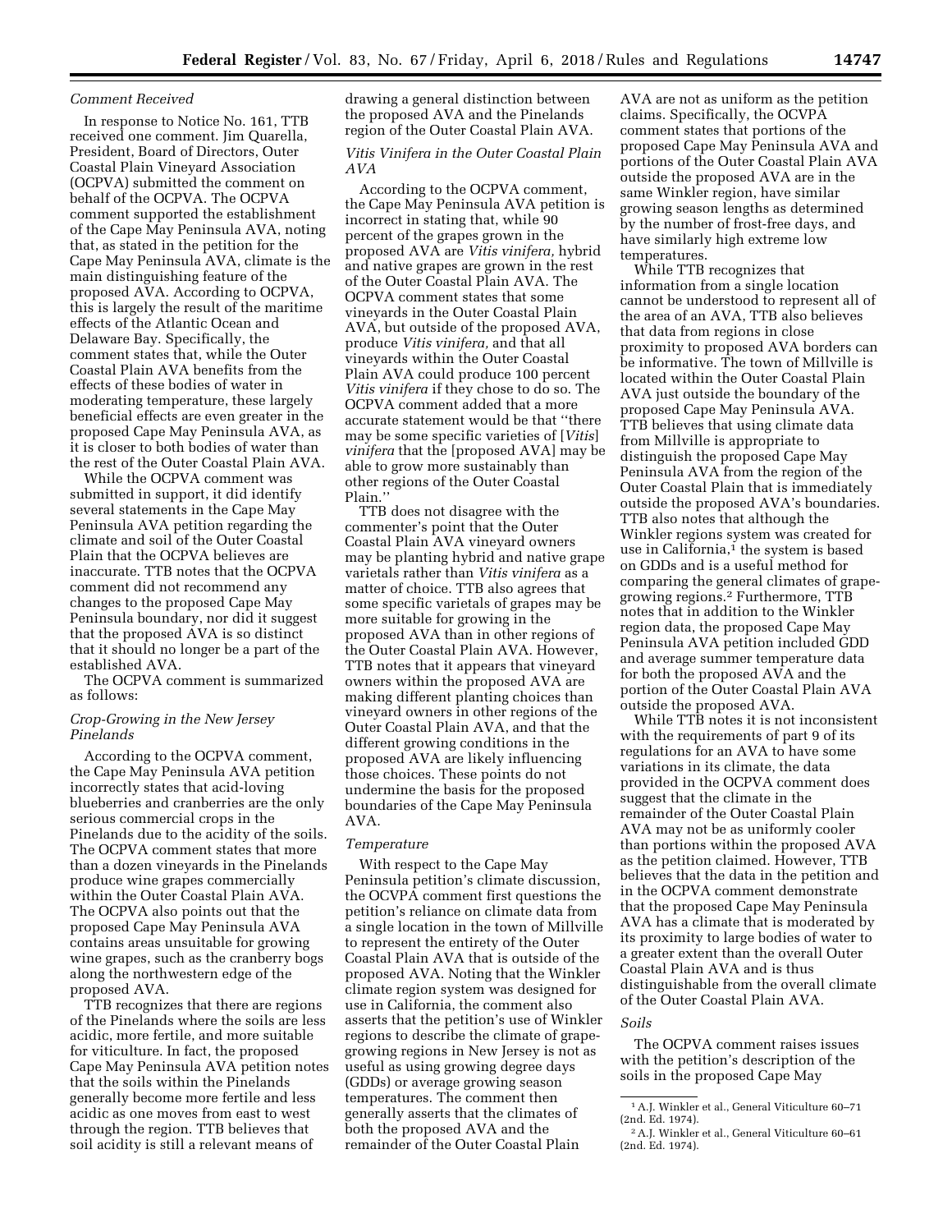*Comment Received*

In response to Notice No. 161, TTB received one comment. Jim Quarella, President, Board of Directors, Outer Coastal Plain Vineyard Association (OCPVA) submitted the comment on behalf of the OCPVA. The OCPVA comment supported the establishment of the Cape May Peninsula AVA, noting that, as stated in the petition for the Cape May Peninsula AVA, climate is the main distinguishing feature of the proposed AVA. According to OCPVA, this is largely the result of the maritime effects of the Atlantic Ocean and Delaware Bay. Specifically, the comment states that, while the Outer Coastal Plain AVA benefits from the effects of these bodies of water in moderating temperature, these largely beneficial effects are even greater in the proposed Cape May Peninsula AVA, as it is closer to both bodies of water than the rest of the Outer Coastal Plain AVA.

While the OCPVA comment was submitted in support, it did identify several statements in the Cape May Peninsula AVA petition regarding the climate and soil of the Outer Coastal Plain that the OCPVA believes are inaccurate. TTB notes that the OCPVA comment did not recommend any changes to the proposed Cape May Peninsula boundary, nor did it suggest that the proposed AVA is so distinct that it should no longer be a part of the established AVA.

The OCPVA comment is summarized as follows:

*Crop-Growing in the New Jersey Pinelands*

According to the OCPVA comment, the Cape May Peninsula AVA petition incorrectly states that acid-loving blueberries and cranberries are the only serious commercial crops in the Pinelands due to the acidity of the soils. The OCPVA comment states that more than a dozen vineyards in the Pinelands produce wine grapes commercially within the Outer Coastal Plain AVA. The OCPVA also points out that the proposed Cape May Peninsula AVA contains areas unsuitable for growing wine grapes, such as the cranberry bogs along the northwestern edge of the proposed AVA.

TTB recognizes that there are regions of the Pinelands where the soils are less acidic, more fertile, and more suitable for viticulture. In fact, the proposed Cape May Peninsula AVA petition notes that the soils within the Pinelands generally become more fertile and less acidic as one moves from east to west through the region. TTB believes that soil acidity is still a relevant means of drawing a general distinction between the proposed AVA and the Pinelands region of the Outer Coastal Plain AVA.

*Vitis Vinifera in the Outer Coastal Plain AVA*

According to the OCPVA comment, the Cape May Peninsula AVA petition is incorrect in stating that, while 90 percent of the grapes grown in the proposed AVA are *Vitis vinifera,* hybrid and native grapes are grown in the rest of the Outer Coastal Plain AVA. The OCPVA comment states that some vineyards in the Outer Coastal Plain AVA, but outside of the proposed AVA, produce *Vitis vinifera,* and that all vineyards within the Outer Coastal Plain AVA could produce 100 percent *Vitis vinifera* if they chose to do so. The OCPVA comment added that a more accurate statement would be that "there may be some specific varieties of [*Vitis*] *vinifera* that the [proposed AVA] may be able to grow more sustainably than other regions of the Outer Coastal Plain."

TTB does not disagree with the commenter's point that the Outer Coastal Plain AVA vineyard owners may be planting hybrid and native grape varietals rather than *Vitis vinifera* as a matter of choice. TTB also agrees that some specific varietals of grapes may be more suitable for growing in the proposed AVA than in other regions of the Outer Coastal Plain AVA. However, TTB notes that it appears that vineyard owners within the proposed AVA are making different planting choices than vineyard owners in other regions of the Outer Coastal Plain AVA, and that the different growing conditions in the proposed AVA are likely influencing those choices. These points do not undermine the basis for the proposed boundaries of the Cape May Peninsula AVA.

*Temperature*

With respect to the Cape May Peninsula petition's climate discussion, the OCVPA comment first questions the petition's reliance on climate data from a single location in the town of Millville to represent the entirety of the Outer Coastal Plain AVA that is outside of the proposed AVA. Noting that the Winkler climate region system was designed for use in California, the comment also asserts that the petition's use of Winkler regions to describe the climate of grape-growing regions in New Jersey is not as useful as using growing degree days (GDDs) or average growing season temperatures. The comment then generally asserts that the climates of both the proposed AVA and the remainder of the Outer Coastal Plain AVA are not as uniform as the petition claims. Specifically, the OCVPA comment states that portions of the proposed Cape May Peninsula AVA and portions of the Outer Coastal Plain AVA outside the proposed AVA are in the same Winkler region, have similar growing season lengths as determined by the number of frost-free days, and have similarly high extreme low temperatures.

While TTB recognizes that information from a single location cannot be understood to represent all of the area of an AVA, TTB also believes that data from regions in close proximity to proposed AVA borders can be informative. The town of Millville is located within the Outer Coastal Plain AVA just outside the boundary of the proposed Cape May Peninsula AVA. TTB believes that using climate data from Millville is appropriate to distinguish the proposed Cape May Peninsula AVA from the region of the Outer Coastal Plain that is immediately outside the proposed AVA's boundaries. TTB also notes that although the Winkler regions system was created for use in California,[1] the system is based on GDDs and is a useful method for comparing the general climates of grape-growing regions.[2] Furthermore, TTB notes that in addition to the Winkler region data, the proposed Cape May Peninsula AVA petition included GDD and average summer temperature data for both the proposed AVA and the portion of the Outer Coastal Plain AVA outside the proposed AVA.

While TTB notes it is not inconsistent with the requirements of part 9 of its regulations for an AVA to have some variations in its climate, the data provided in the OCPVA comment does suggest that the climate in the remainder of the Outer Coastal Plain AVA may not be as uniformly cooler than portions within the proposed AVA as the petition claimed. However, TTB believes that the data in the petition and in the OCPVA comment demonstrate that the proposed Cape May Peninsula AVA has a climate that is moderated by its proximity to large bodies of water to a greater extent than the overall Outer Coastal Plain AVA and is thus distinguishable from the overall climate of the Outer Coastal Plain AVA.

*Soils*

The OCPVA comment raises issues with the petition's description of the soils in the proposed Cape May

[1] A.J. Winkler et al., General Viticulture 60–71 (2nd. Ed. 1974).

[2] A.J. Winkler et al., General Viticulture 60–61 (2nd. Ed. 1974).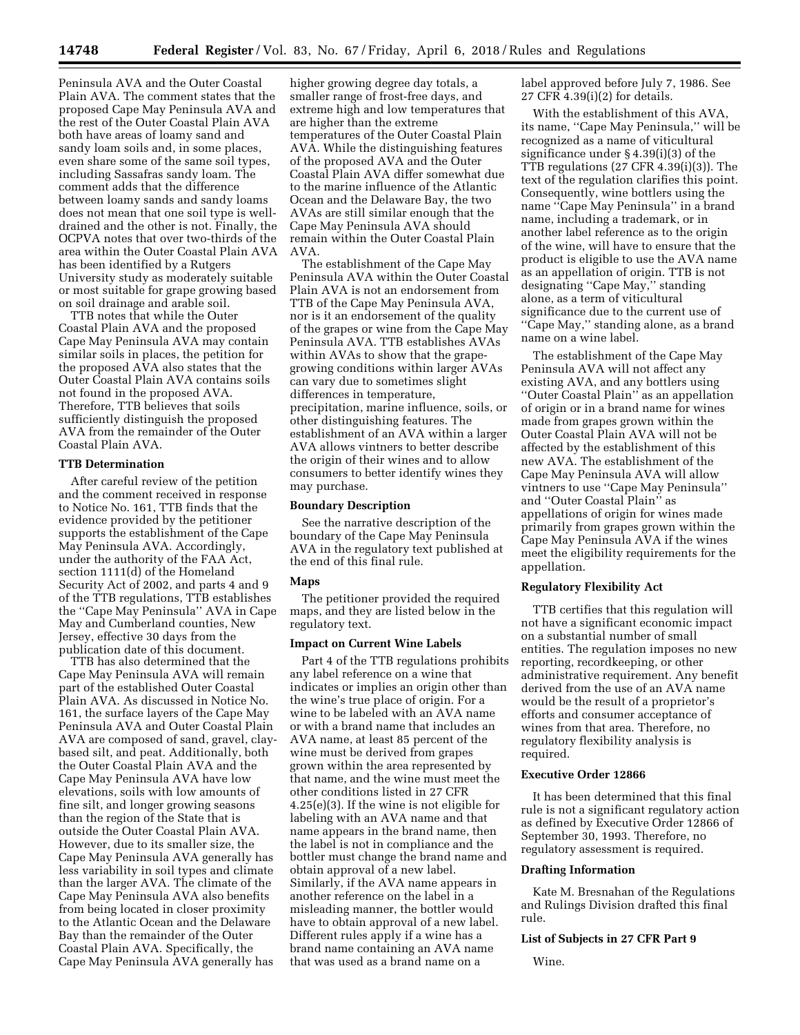Peninsula AVA and the Outer Coastal Plain AVA. The comment states that the proposed Cape May Peninsula AVA and the rest of the Outer Coastal Plain AVA both have areas of loamy sand and sandy loam soils and, in some places, even share some of the same soil types, including Sassafras sandy loam. The comment adds that the difference between loamy sands and sandy loams does not mean that one soil type is well-drained and the other is not. Finally, the OCPVA notes that over two-thirds of the area within the Outer Coastal Plain AVA has been identified by a Rutgers University study as moderately suitable or most suitable for grape growing based on soil drainage and arable soil.

TTB notes that while the Outer Coastal Plain AVA and the proposed Cape May Peninsula AVA may contain similar soils in places, the petition for the proposed AVA also states that the Outer Coastal Plain AVA contains soils not found in the proposed AVA. Therefore, TTB believes that soils sufficiently distinguish the proposed AVA from the remainder of the Outer Coastal Plain AVA.

### TTB Determination

After careful review of the petition and the comment received in response to Notice No. 161, TTB finds that the evidence provided by the petitioner supports the establishment of the Cape May Peninsula AVA. Accordingly, under the authority of the FAA Act, section 1111(d) of the Homeland Security Act of 2002, and parts 4 and 9 of the TTB regulations, TTB establishes the ''Cape May Peninsula'' AVA in Cape May and Cumberland counties, New Jersey, effective 30 days from the publication date of this document.

TTB has also determined that the Cape May Peninsula AVA will remain part of the established Outer Coastal Plain AVA. As discussed in Notice No. 161, the surface layers of the Cape May Peninsula AVA and Outer Coastal Plain AVA are composed of sand, gravel, clay-based silt, and peat. Additionally, both the Outer Coastal Plain AVA and the Cape May Peninsula AVA have low elevations, soils with low amounts of fine silt, and longer growing seasons than the region of the State that is outside the Outer Coastal Plain AVA. However, due to its smaller size, the Cape May Peninsula AVA generally has less variability in soil types and climate than the larger AVA. The climate of the Cape May Peninsula AVA also benefits from being located in closer proximity to the Atlantic Ocean and the Delaware Bay than the remainder of the Outer Coastal Plain AVA. Specifically, the Cape May Peninsula AVA generally has higher growing degree day totals, a smaller range of frost-free days, and extreme high and low temperatures that are higher than the extreme temperatures of the Outer Coastal Plain AVA. While the distinguishing features of the proposed AVA and the Outer Coastal Plain AVA differ somewhat due to the marine influence of the Atlantic Ocean and the Delaware Bay, the two AVAs are still similar enough that the Cape May Peninsula AVA should remain within the Outer Coastal Plain AVA.

The establishment of the Cape May Peninsula AVA within the Outer Coastal Plain AVA is not an endorsement from TTB of the Cape May Peninsula AVA, nor is it an endorsement of the quality of the grapes or wine from the Cape May Peninsula AVA. TTB establishes AVAs within AVAs to show that the grape-growing conditions within larger AVAs can vary due to sometimes slight differences in temperature, precipitation, marine influence, soils, or other distinguishing features. The establishment of an AVA within a larger AVA allows vintners to better describe the origin of their wines and to allow consumers to better identify wines they may purchase.

### Boundary Description

See the narrative description of the boundary of the Cape May Peninsula AVA in the regulatory text published at the end of this final rule.

### Maps

The petitioner provided the required maps, and they are listed below in the regulatory text.

### Impact on Current Wine Labels

Part 4 of the TTB regulations prohibits any label reference on a wine that indicates or implies an origin other than the wine's true place of origin. For a wine to be labeled with an AVA name or with a brand name that includes an AVA name, at least 85 percent of the wine must be derived from grapes grown within the area represented by that name, and the wine must meet the other conditions listed in 27 CFR 4.25(e)(3). If the wine is not eligible for labeling with an AVA name and that name appears in the brand name, then the label is not in compliance and the bottler must change the brand name and obtain approval of a new label. Similarly, if the AVA name appears in another reference on the label in a misleading manner, the bottler would have to obtain approval of a new label. Different rules apply if a wine has a brand name containing an AVA name that was used as a brand name on a label approved before July 7, 1986. See 27 CFR 4.39(i)(2) for details.

With the establishment of this AVA, its name, ''Cape May Peninsula,'' will be recognized as a name of viticultural significance under § 4.39(i)(3) of the TTB regulations (27 CFR 4.39(i)(3)). The text of the regulation clarifies this point. Consequently, wine bottlers using the name ''Cape May Peninsula'' in a brand name, including a trademark, or in another label reference as to the origin of the wine, will have to ensure that the product is eligible to use the AVA name as an appellation of origin. TTB is not designating ''Cape May,'' standing alone, as a term of viticultural significance due to the current use of ''Cape May,'' standing alone, as a brand name on a wine label.

The establishment of the Cape May Peninsula AVA will not affect any existing AVA, and any bottlers using ''Outer Coastal Plain'' as an appellation of origin or in a brand name for wines made from grapes grown within the Outer Coastal Plain AVA will not be affected by the establishment of this new AVA. The establishment of the Cape May Peninsula AVA will allow vintners to use ''Cape May Peninsula'' and ''Outer Coastal Plain'' as appellations of origin for wines made primarily from grapes grown within the Cape May Peninsula AVA if the wines meet the eligibility requirements for the appellation.

### Regulatory Flexibility Act

TTB certifies that this regulation will not have a significant economic impact on a substantial number of small entities. The regulation imposes no new reporting, recordkeeping, or other administrative requirement. Any benefit derived from the use of an AVA name would be the result of a proprietor's efforts and consumer acceptance of wines from that area. Therefore, no regulatory flexibility analysis is required.

### Executive Order 12866

It has been determined that this final rule is not a significant regulatory action as defined by Executive Order 12866 of September 30, 1993. Therefore, no regulatory assessment is required.

### Drafting Information

Kate M. Bresnahan of the Regulations and Rulings Division drafted this final rule.

### List of Subjects in 27 CFR Part 9

Wine.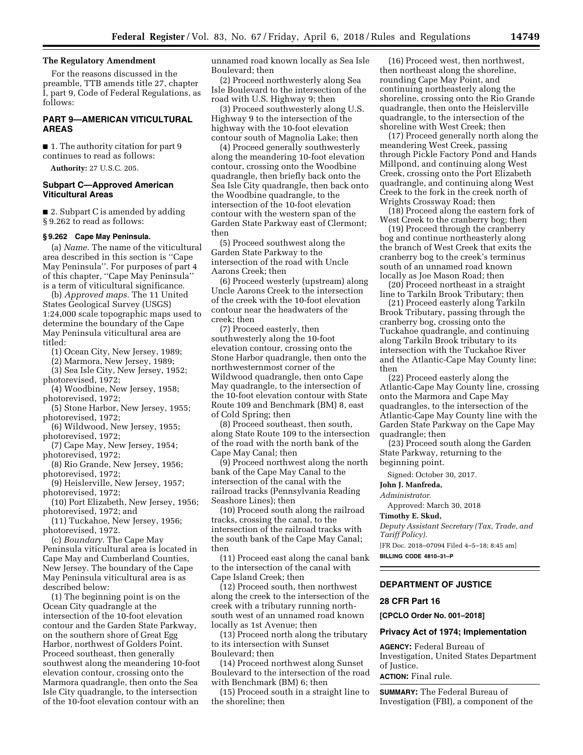### The Regulatory Amendment

For the reasons discussed in the preamble, TTB amends title 27, chapter I, part 9, Code of Federal Regulations, as follows:

## PART 9—AMERICAN VITICULTURAL AREAS

■ 1. The authority citation for part 9 continues to read as follows:

**Authority:** 27 U.S.C. 205.

### Subpart C—Approved American Viticultural Areas

■ 2. Subpart C is amended by adding § 9.262 to read as follows:

#### § 9.262 Cape May Peninsula.

(a) *Name.* The name of the viticultural area described in this section is ''Cape May Peninsula''. For purposes of part 4 of this chapter, ''Cape May Peninsula'' is a term of viticultural significance.

(b) *Approved maps.* The 11 United States Geological Survey (USGS) 1:24,000 scale topographic maps used to determine the boundary of the Cape May Peninsula viticultural area are titled:

(1) Ocean City, New Jersey, 1989;

(2) Marmora, New Jersey, 1989;

(3) Sea Isle City, New Jersey, 1952; photorevised, 1972;

(4) Woodbine, New Jersey, 1958; photorevised, 1972;

(5) Stone Harbor, New Jersey, 1955; photorevised, 1972;

(6) Wildwood, New Jersey, 1955; photorevised, 1972;

(7) Cape May, New Jersey, 1954; photorevised, 1972;

(8) Rio Grande, New Jersey, 1956; photorevised, 1972;

(9) Heislerville, New Jersey, 1957; photorevised, 1972;

(10) Port Elizabeth, New Jersey, 1956; photorevised, 1972; and

(11) Tuckahoe, New Jersey, 1956; photorevised, 1972.

(c) *Boundary.* The Cape May Peninsula viticultural area is located in Cape May and Cumberland Counties, New Jersey. The boundary of the Cape May Peninsula viticultural area is as described below:

(1) The beginning point is on the Ocean City quadrangle at the intersection of the 10-foot elevation contour and the Garden State Parkway, on the southern shore of Great Egg Harbor, northwest of Golders Point. Proceed southeast, then generally southwest along the meandering 10-foot elevation contour, crossing onto the Marmora quadrangle, then onto the Sea Isle City quadrangle, to the intersection of the 10-foot elevation contour with an unnamed road known locally as Sea Isle Boulevard; then

(2) Proceed northwesterly along Sea Isle Boulevard to the intersection of the road with U.S. Highway 9; then

(3) Proceed southwesterly along U.S. Highway 9 to the intersection of the highway with the 10-foot elevation contour south of Magnolia Lake; then

(4) Proceed generally southwesterly along the meandering 10-foot elevation contour, crossing onto the Woodbine quadrangle, then briefly back onto the Sea Isle City quadrangle, then back onto the Woodbine quadrangle, to the intersection of the 10-foot elevation contour with the western span of the Garden State Parkway east of Clermont; then

(5) Proceed southwest along the Garden State Parkway to the intersection of the road with Uncle Aarons Creek; then

(6) Proceed westerly (upstream) along Uncle Aarons Creek to the intersection of the creek with the 10-foot elevation contour near the headwaters of the creek; then

(7) Proceed easterly, then southwesterly along the 10-foot elevation contour, crossing onto the Stone Harbor quadrangle, then onto the northwesternmost corner of the Wildwood quadrangle, then onto Cape May quadrangle, to the intersection of the 10-foot elevation contour with State Route 109 and Benchmark (BM) 8, east of Cold Spring; then

(8) Proceed southeast, then south, along State Route 109 to the intersection of the road with the north bank of the Cape May Canal; then

(9) Proceed northwest along the north bank of the Cape May Canal to the intersection of the canal with the railroad tracks (Pennsylvania Reading Seashore Lines); then

(10) Proceed south along the railroad tracks, crossing the canal, to the intersection of the railroad tracks with the south bank of the Cape May Canal; then

(11) Proceed east along the canal bank to the intersection of the canal with Cape Island Creek; then

(12) Proceed south, then northwest along the creek to the intersection of the creek with a tributary running north-south west of an unnamed road known locally as 1st Avenue; then

(13) Proceed north along the tributary to its intersection with Sunset Boulevard; then

(14) Proceed northwest along Sunset Boulevard to the intersection of the road with Benchmark (BM) 6; then

(15) Proceed south in a straight line to the shoreline; then

(16) Proceed west, then northwest, then northeast along the shoreline, rounding Cape May Point, and continuing northeasterly along the shoreline, crossing onto the Rio Grande quadrangle, then onto the Heislerville quadrangle, to the intersection of the shoreline with West Creek; then

(17) Proceed generally north along the meandering West Creek, passing through Pickle Factory Pond and Hands Millpond, and continuing along West Creek, crossing onto the Port Elizabeth quadrangle, and continuing along West Creek to the fork in the creek north of Wrights Crossway Road; then

(18) Proceed along the eastern fork of West Creek to the cranberry bog; then

(19) Proceed through the cranberry bog and continue northeasterly along the branch of West Creek that exits the cranberry bog to the creek's terminus south of an unnamed road known locally as Joe Mason Road; then

(20) Proceed northeast in a straight line to Tarkiln Brook Tributary; then

(21) Proceed easterly along Tarkiln Brook Tributary, passing through the cranberry bog, crossing onto the Tuckahoe quadrangle, and continuing along Tarkiln Brook tributary to its intersection with the Tuckahoe River and the Atlantic-Cape May County line; then

(22) Proceed easterly along the Atlantic-Cape May County line, crossing onto the Marmora and Cape May quadrangles, to the intersection of the Atlantic-Cape May County line with the Garden State Parkway on the Cape May quadrangle; then

(23) Proceed south along the Garden State Parkway, returning to the beginning point.

Signed: October 30, 2017.

**John J. Manfreda,**

*Administrator.*

Approved: March 30, 2018

**Timothy E. Skud,**

*Deputy Assistant Secretary (Tax, Trade, and Tariff Policy).*

[FR Doc. 2018–07094 Filed 4–5–18; 8:45 am]

**BILLING CODE 4810–31–P**

---

## DEPARTMENT OF JUSTICE

### 28 CFR Part 16

**[CPCLO Order No. 001–2018]**

### Privacy Act of 1974; Implementation

**AGENCY:** Federal Bureau of Investigation, United States Department of Justice.

**ACTION:** Final rule.

**SUMMARY:** The Federal Bureau of Investigation (FBI), a component of the